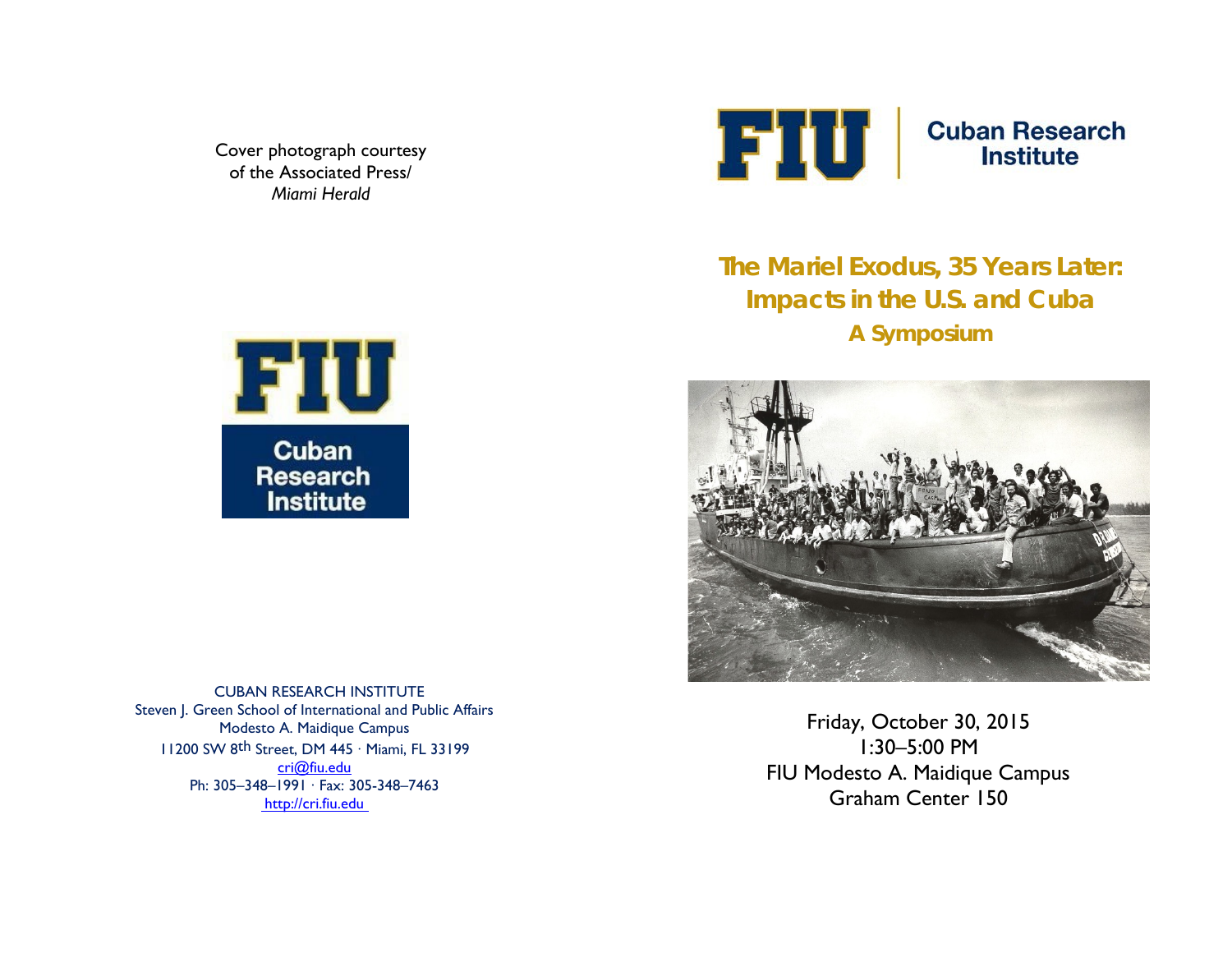Cover photograph courtesy of the Associated Press/ *Miami Herald*

FIU Cuban Research Institute

CUBAN RESEARCH INSTITUTE
Steven J. Green School of International and Public Affairs
Modesto A. Maidique Campus
11200 SW 8th Street, DM 445 · Miami, FL 33199
cri@fiu.edu
Ph: 305–348–1991 · Fax: 305-348–7463
http://cri.fiu.edu

FIU | Cuban Research Institute

# The Mariel Exodus, 35 Years Later: Impacts in the U.S. and Cuba

## A Symposium

Friday, October 30, 2015
1:30–5:00 PM
FIU Modesto A. Maidique Campus
Graham Center 150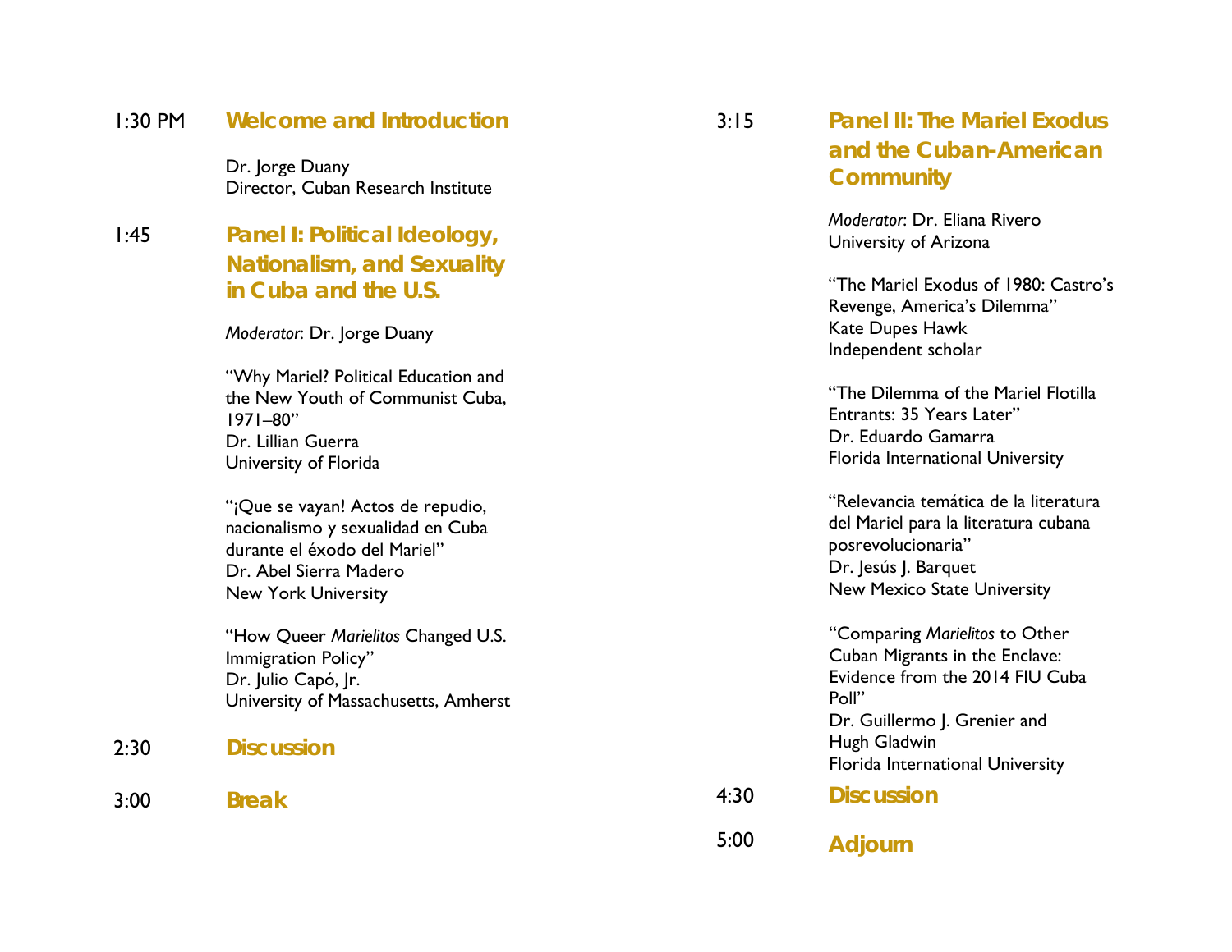1:30 PM **Welcome and Introduction**

Dr. Jorge Duany
Director, Cuban Research Institute

1:45 **Panel I: Political Ideology, Nationalism, and Sexuality in Cuba and the U.S.**

*Moderator*: Dr. Jorge Duany

"Why Mariel? Political Education and the New Youth of Communist Cuba, 1971–80"
Dr. Lillian Guerra
University of Florida

"¡Que se vayan! Actos de repudio, nacionalismo y sexualidad en Cuba durante el éxodo del Mariel"
Dr. Abel Sierra Madero
New York University

"How Queer *Marielitos* Changed U.S. Immigration Policy"
Dr. Julio Capó, Jr.
University of Massachusetts, Amherst

2:30 **Discussion**

3:00 **Break**

3:15 **Panel II: The Mariel Exodus and the Cuban-American Community**

*Moderator*: Dr. Eliana Rivero
University of Arizona

"The Mariel Exodus of 1980: Castro's Revenge, America's Dilemma"
Kate Dupes Hawk
Independent scholar

"The Dilemma of the Mariel Flotilla Entrants: 35 Years Later"
Dr. Eduardo Gamarra
Florida International University

"Relevancia temática de la literatura del Mariel para la literatura cubana posrevolucionaria"
Dr. Jesús J. Barquet
New Mexico State University

"Comparing *Marielitos* to Other Cuban Migrants in the Enclave: Evidence from the 2014 FIU Cuba Poll"
Dr. Guillermo J. Grenier and Hugh Gladwin
Florida International University

4:30 **Discussion**

5:00 **Adjourn**